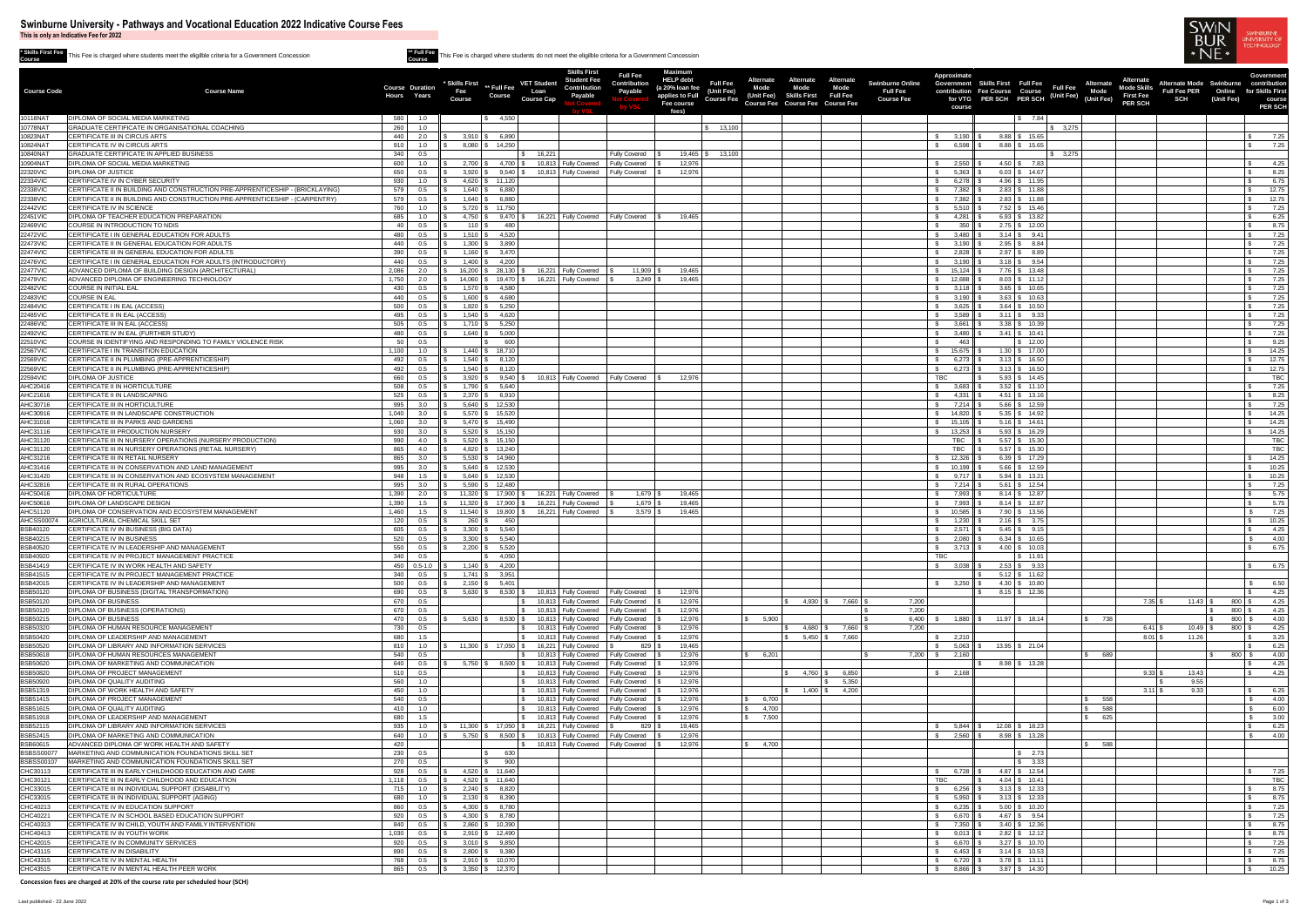# Swinburne University - Pathways and Vocational Education 2022 Indicative Course Fees

**This is only an Indicative Fee for 2022**

**\* Skills First Fee Course** This Fee is charged where students meet the eligible criteria for a Government Concession

**\*\* Full Fee Course** This Fee is charged where students do not meet the eligible criteria for a Government Concession

| Course Code | Course Name | Course Hours | Duration Years | * Skills First Fee Course | ** Full Fee Course | VET Student Loan Course Cap | Skills First Student Fee Contribution Payable Not Covered by VSL | Full Fee Contribution Payable Not Covered by VSL | Maximum HELP debt (a 20% loan fee applies to Full Fee course fees) | Full Fee (Unit Fee) Course Fee | Alternate Mode (Unit Fee) Course Fee | Alternate Mode Skills First Course Fee | Alternate Mode Full Fee Course Fee | Swinburne Online Full Fee Course Fee | Approximate Government contribution for VTG course | Skills First Fee Course PER SCH | Full Fee Course PER SCH | Full Fee (Unit Fee) | Alternate Mode (Unit Fee) | Alternate Mode Skills First PER SCH | Alternate Mode Full Fee PER SCH | Swinburne Online (Unit Fee) | Government contribution for Skills First course PER SCH |
|---|---|---|---|---|---|---|---|---|---|---|---|---|---|---|---|---|---|---|---|---|---|---|---|
| 10118NAT | DIPLOMA OF SOCIAL MEDIA MARKETING | 580 | 1.0 | | $4,550 | | | | | | | | | | | | $7.84 | | | | | | |
| 10778NAT | GRADUATE CERTIFICATE IN ORGANISATIONAL COACHING | 260 | 1.0 | | | | | | | $13,100 | | | | | | | | $3,275 | | | | | |
| 10823NAT | CERTIFICATE III IN CIRCUS ARTS | 440 | 2.0 | $3,910 | $6,890 | | | | | | | | | | $3,190 | $8.88 | $15.65 | | | | | | $7.25 |
| 10824NAT | CERTIFICATE IV IN CIRCUS ARTS | 910 | 1.0 | $8,080 | $14,250 | | | | | | | | | | $6,598 | $8.88 | $15.65 | | | | | | $7.25 |
| 10840NAT | GRADUATE CERTIFICATE IN APPLIED BUSINESS | 340 | 0.5 | | | $16,221 | | Fully Covered | $19,465 | $13,100 | | | | | | | | $3,275 | | | | | |
| 10904NAT | DIPLOMA OF SOCIAL MEDIA MARKETING | 600 | 1.0 | $2,700 | $4,700 | $10,813 | Fully Covered | Fully Covered | $12,976 | | | | | | $2,550 | $4.50 | $7.83 | | | | | | $4.25 |
| 22320VIC | DIPLOMA OF JUSTICE | 650 | 0.5 | $3,920 | $9,540 | $10,813 | Fully Covered | Fully Covered | $12,976 | | | | | | $5,363 | $6.03 | $14.67 | | | | | | $8.25 |
| 22334VIC | CERTIFICATE IV IN CYBER SECURITY | 930 | 1.0 | $4,620 | $11,120 | | | | | | | | | | $6,278 | $4.96 | $11.95 | | | | | | $6.75 |
| 22338VIC | CERTIFICATE II IN BUILDING AND CONSTRUCTION PRE-APPRENTICESHIP - (BRICKLAYING) | 579 | 0.5 | $1,640 | $6,880 | | | | | | | | | | $7,382 | $2.83 | $11.88 | | | | | | $12.75 |
| 22338VIC | CERTIFICATE II IN BUILDING AND CONSTRUCTION PRE-APPRENTICESHIP - (CARPENTRY) | 579 | 0.5 | $1,640 | $6,880 | | | | | | | | | | $7,382 | $2.83 | $11.88 | | | | | | $12.75 |
| 22442VIC | CERTIFICATE IV IN SCIENCE | 760 | 1.0 | $5,720 | $11,750 | | | | | | | | | | $5,510 | $7.52 | $15.46 | | | | | | $7.25 |
| 22451VIC | DIPLOMA OF TEACHER EDUCATION PREPARATION | 685 | 1.0 | $4,750 | $9,470 | $16,221 | Fully Covered | Fully Covered | $19,465 | | | | | | $4,281 | $6.93 | $13.82 | | | | | | $6.25 |
| 22469VIC | COURSE IN INTRODUCTION TO NDIS | 40 | 0.5 | $110 | $480 | | | | | | | | | | $350 | $2.75 | $12.00 | | | | | | $8.75 |
| 22472VIC | CERTIFICATE I IN GENERAL EDUCATION FOR ADULTS | 480 | 0.5 | $1,510 | $4,520 | | | | | | | | | | $3,480 | $3.14 | $9.41 | | | | | | $7.25 |
| 22473VIC | CERTIFICATE II IN GENERAL EDUCATION FOR ADULTS | 440 | 0.5 | $1,300 | $3,890 | | | | | | | | | | $3,190 | $2.95 | $8.84 | | | | | | $7.25 |
| 22474VIC | CERTIFICATE III IN GENERAL EDUCATION FOR ADULTS | 390 | 0.5 | $1,160 | $3,470 | | | | | | | | | | $2,828 | $2.97 | $8.89 | | | | | | $7.25 |
| 22476VIC | CERTIFICATE I IN GENERAL EDUCATION FOR ADULTS (INTRODUCTORY) | 440 | 0.5 | $1,400 | $4,200 | | | | | | | | | | $3,190 | $3.18 | $9.54 | | | | | | $7.25 |
| 22477VIC | ADVANCED DIPLOMA OF BUILDING DESIGN (ARCHITECTURAL) | 2,086 | 2.0 | $16,200 | $28,130 | $16,221 | Fully Covered | $11,909 | $19,465 | | | | | | $15,124 | $7.76 | $13.48 | | | | | | $7.25 |
| 22479VIC | ADVANCED DIPLOMA OF ENGINEERING TECHNOLOGY | 1,750 | 2.0 | $14,060 | $19,470 | $16,221 | Fully Covered | $3,249 | $19,465 | | | | | | $12,688 | $8.03 | $11.12 | | | | | | $7.25 |
| 22482VIC | COURSE IN INITIAL EAL | 430 | 0.5 | $1,570 | $4,580 | | | | | | | | | | $3,118 | $3.65 | $10.65 | | | | | | $7.25 |
| 22483VIC | COURSE IN EAL | 440 | 0.5 | $1,600 | $4,680 | | | | | | | | | | $3,190 | $3.63 | $10.63 | | | | | | $7.25 |
| 22484VIC | CERTIFICATE I IN EAL (ACCESS) | 500 | 0.5 | $1,820 | $5,250 | | | | | | | | | | $3,625 | $3.64 | $10.50 | | | | | | $7.25 |
| 22485VIC | CERTIFICATE II IN EAL (ACCESS) | 495 | 0.5 | $1,540 | $4,620 | | | | | | | | | | $3,589 | $3.11 | $9.33 | | | | | | $7.25 |
| 22486VIC | CERTIFICATE III IN EAL (ACCESS) | 505 | 0.5 | $1,710 | $5,250 | | | | | | | | | | $3,661 | $3.38 | $10.39 | | | | | | $7.25 |
| 22492VIC | CERTIFICATE IV IN EAL (FURTHER STUDY) | 480 | 0.5 | $1,640 | $5,000 | | | | | | | | | | $3,480 | $3.41 | $10.41 | | | | | | $7.25 |
| 22510VIC | COURSE IN IDENTIFYING AND RESPONDING TO FAMILY VIOLENCE RISK | 50 | 0.5 | | $600 | | | | | | | | | | $463 | | $12.00 | | | | | | $9.25 |
| 22567VIC | CERTIFICATE I IN TRANSITION EDUCATION | 1,100 | 1.0 | $1,440 | $18,710 | | | | | | | | | | $15,675 | $1.30 | $17.00 | | | | | | $14.25 |
| 22569VIC | CERTIFICATE II IN PLUMBING (PRE-APPRENTICESHIP) | 492 | 0.5 | $1,540 | $8,120 | | | | | | | | | | $6,273 | $3.13 | $16.50 | | | | | | $12.75 |
| 22569VIC | CERTIFICATE II IN PLUMBING (PRE-APPRENTICESHIP) | 492 | 0.5 | $1,540 | $8,120 | | | | | | | | | | $6,273 | $3.13 | $16.50 | | | | | | $12.75 |
| 22594VIC | DIPLOMA OF JUSTICE | 660 | 0.5 | $3,920 | $9,540 | $10,813 | Fully Covered | Fully Covered | $12,976 | | | | | | TBC | $5.93 | $14.45 | | | | | | TBC |
| AHC20416 | CERTIFICATE II IN HORTICULTURE | 508 | 0.5 | $1,790 | $5,640 | | | | | | | | | | $3,683 | $3.52 | $11.10 | | | | | | $7.25 |
| AHC21616 | CERTIFICATE II IN LANDSCAPING | 525 | 0.5 | $2,370 | $6,910 | | | | | | | | | | $4,331 | $4.51 | $13.16 | | | | | | $8.25 |
| AHC30716 | CERTIFICATE III IN HORTICULTURE | 995 | 3.0 | $5,640 | $12,530 | | | | | | | | | | $7,214 | $5.66 | $12.59 | | | | | | $7.25 |
| AHC30916 | CERTIFICATE III IN LANDSCAPE CONSTRUCTION | 1,040 | 3.0 | $5,570 | $15,520 | | | | | | | | | | $14,820 | $5.35 | $14.92 | | | | | | $14.25 |
| AHC31016 | CERTIFICATE III IN PARKS AND GARDENS | 1,060 | 3.0 | $5,470 | $15,490 | | | | | | | | | | $15,105 | $5.16 | $14.61 | | | | | | $14.25 |
| AHC31116 | CERTIFICATE III PRODUCTION NURSERY | 930 | 3.0 | $5,520 | $15,150 | | | | | | | | | | $13,253 | $5.93 | $16.29 | | | | | | $14.25 |
| AHC31120 | CERTIFICATE III IN NURSERY OPERATIONS (NURSERY PRODUCTION) | 990 | 4.0 | $5,520 | $15,150 | | | | | | | | | | TBC | $5.57 | $15.30 | | | | | | TBC |
| AHC31120 | CERTIFICATE III IN NURSERY OPERATIONS (RETAIL NURSERY) | 865 | 4.0 | $4,820 | $13,240 | | | | | | | | | | TBC | $5.57 | $15.30 | | | | | | TBC |
| AHC31216 | CERTIFICATE III IN RETAIL NURSERY | 865 | 3.0 | $5,530 | $14,960 | | | | | | | | | | $12,326 | $6.39 | $17.29 | | | | | | $14.25 |
| AHC31416 | CERTIFICATE III IN CONSERVATION AND LAND MANAGEMENT | 995 | 3.0 | $5,640 | $12,530 | | | | | | | | | | $10,199 | $5.66 | $12.59 | | | | | | $10.25 |
| AHC31420 | CERTIFICATE III IN CONSERVATION AND ECOSYSTEM MANAGEMENT | 948 | 1.5 | $5,640 | $12,530 | | | | | | | | | | $9,717 | $5.94 | $13.21 | | | | | | $10.25 |
| AHC32816 | CERTIFICATE III IN RURAL OPERATIONS | 995 | 3.0 | $5,590 | $12,480 | | | | | | | | | | $7,214 | $5.61 | $12.54 | | | | | | $7.25 |
| AHC50416 | DIPLOMA OF HORTICULTURE | 1,390 | 2.0 | $11,320 | $17,900 | $16,221 | Fully Covered | $1,679 | $19,465 | | | | | | $7,993 | $8.14 | $12.87 | | | | | | $5.75 |
| AHC50616 | DIPLOMA OF LANDSCAPE DESIGN | 1,390 | 1.5 | $11,320 | $17,900 | $16,221 | Fully Covered | $1,679 | $19,465 | | | | | | $7,993 | $8.14 | $12.87 | | | | | | $5.75 |
| AHC51120 | DIPLOMA OF CONSERVATION AND ECOSYSTEM MANAGEMENT | 1,460 | 1.5 | $11,540 | $19,800 | $16,221 | Fully Covered | $3,579 | $19,465 | | | | | | $10,585 | $7.90 | $13.56 | | | | | | $7.25 |
| AHCSS00074 | AGRICULTURAL CHEMICAL SKILL SET | 120 | 0.5 | $260 | $450 | | | | | | | | | | $1,230 | $2.16 | $3.75 | | | | | | $10.25 |
| BSB40120 | CERTIFICATE IV IN BUSINESS (BIG DATA) | 605 | 0.5 | $3,300 | $5,540 | | | | | | | | | | $2,571 | $5.45 | $9.15 | | | | | | $4.25 |
| BSB40215 | CERTIFICATE IV IN BUSINESS | 520 | 0.5 | $3,300 | $5,540 | | | | | | | | | | $2,080 | $6.34 | $10.65 | | | | | | $4.00 |
| BSB40520 | CERTIFICATE IV IN LEADERSHIP AND MANAGEMENT | 550 | 0.5 | $2,200 | $5,520 | | | | | | | | | | $3,713 | $4.00 | $10.03 | | | | | | $6.75 |
| BSB40920 | CERTIFICATE IV IN PROJECT MANAGEMENT PRACTICE | 340 | 0.5 | | $4,050 | | | | | | | | | | TBC | | $11.91 | | | | | | |
| BSB41419 | CERTIFICATE IV IN WORK HEALTH AND SAFETY | 450 | 0.5-1.0 | $1,140 | $4,200 | | | | | | | | | | $3,038 | $2.53 | $9.33 | | | | | | $6.75 |
| BSB41515 | CERTIFICATE IV IN PROJECT MANAGEMENT PRACTICE | 340 | 0.5 | $1,741 | $3,951 | | | | | | | | | | | $5.12 | $11.62 | | | | | | |
| BSB42015 | CERTIFICATE IV IN LEADERSHIP AND MANAGEMENT | 500 | 0.5 | $2,150 | $5,401 | | | | | | | | | | $3,250 | $4.30 | $10.80 | | | | | | $6.50 |
| BSB50120 | DIPLOMA OF BUSINESS (DIGITAL TRANSFORMATION) | 690 | 0.5 | $5,630 | $8,530 | $10,813 | Fully Covered | Fully Covered | $12,976 | | | | | | | $8.15 | $12.36 | | | | | | $4.25 |
| BSB50120 | DIPLOMA OF BUSINESS | 670 | 0.5 | | | $10,813 | Fully Covered | Fully Covered | $12,976 | | | $4,930 | $7,660 | $7,200 | | | | | | $7.35 | $11.43 | $800 | $4.25 |
| BSB50120 | DIPLOMA OF BUSINESS (OPERATIONS) | 670 | 0.5 | | | $10,813 | Fully Covered | Fully Covered | $12,976 | | | | | $7,200 | | | | | | | | $800 | $4.25 |
| BSB50215 | DIPLOMA OF BUSINESS | 470 | 0.5 | $5,630 | $8,530 | $10,813 | Fully Covered | Fully Covered | $12,976 | | $5,900 | | | $6,400 | $1,880 | $11.97 | $18.14 | | $738 | | | $800 | $4.00 |
| BSB50320 | DIPLOMA OF HUMAN RESOURCE MANAGEMENT | 730 | 0.5 | | | $10,813 | Fully Covered | Fully Covered | $12,976 | | | $4,680 | $7,660 | $7,200 | | | | | | $6.41 | $10.49 | $800 | $4.25 |
| BSB50420 | DIPLOMA OF LEADERSHIP AND MANAGEMENT | 680 | 1.5 | | | $10,813 | Fully Covered | Fully Covered | $12,976 | | | $5,450 | $7,660 | | $2,210 | | | | | $8.01 | $11.26 | | $3.25 |
| BSB50520 | DIPLOMA OF LIBRARY AND INFORMATION SERVICES | 810 | 1.0 | $11,300 | $17,050 | $16,221 | Fully Covered | $829 | $19,465 | | | | | | $5,063 | $13.95 | $21.04 | | | | | | $6.25 |
| BSB50618 | DIPLOMA OF HUMAN RESOURCES MANAGEMENT | 540 | 0.5 | | | $10,813 | Fully Covered | Fully Covered | $12,976 | | $6,201 | | | $7,200 | $2,160 | | | | $689 | | | $800 | $4.00 |
| BSB50620 | DIPLOMA OF MARKETING AND COMMUNICATION | 640 | 0.5 | $5,750 | $8,500 | $10,813 | Fully Covered | Fully Covered | $12,976 | | | | | | | $8.98 | $13.28 | | | | | | $4.25 |
| BSB50820 | DIPLOMA OF PROJECT MANAGEMENT | 510 | 0.5 | | | $10,813 | Fully Covered | Fully Covered | $12,976 | | | $4,760 | $6,850 | | $2,168 | | | | | $9.33 | $13.43 | | $4.25 |
| BSB50920 | DIPLOMA OF QUALITY AUDITING | 560 | 1.0 | | | $10,813 | Fully Covered | Fully Covered | $12,976 | | | | $5,350 | | | | | | | | $9.55 | | |
| BSB51319 | DIPLOMA OF WORK HEALTH AND SAFETY | 450 | 1.0 | | | $10,813 | Fully Covered | Fully Covered | $12,976 | | | $1,400 | $4,200 | | | | | | | $3.11 | $9.33 | | $6.25 |
| BSB51415 | DIPLOMA OF PROJECT MANAGEMENT | 540 | 0.5 | | | $10,813 | Fully Covered | Fully Covered | $12,976 | | $6,700 | | | | | | | | $558 | | | | $4.00 |
| BSB51615 | DIPLOMA OF QUALITY AUDITING | 410 | 1.0 | | | $10,813 | Fully Covered | Fully Covered | $12,976 | | $4,700 | | | | | | | | $588 | | | | $6.00 |
| BSB51918 | DIPLOMA OF LEADERSHIP AND MANAGEMENT | 680 | 1.5 | | | $10,813 | Fully Covered | Fully Covered | $12,976 | | $7,500 | | | | | | | | $625 | | | | $3.00 |
| BSB52115 | DIPLOMA OF LIBRARY AND INFORMATION SERVICES | 935 | 1.0 | $11,300 | $17,050 | $16,221 | Fully Covered | $829 | $19,465 | | | | | | $5,844 | $12.08 | $18.23 | | | | | | $6.25 |
| BSB52415 | DIPLOMA OF MARKETING AND COMMUNICATION | 640 | 1.0 | $5,750 | $8,500 | $10,813 | Fully Covered | Fully Covered | $12,976 | | | | | | $2,560 | $8.98 | $13.28 | | | | | | $4.00 |
| BSB60615 | ADVANCED DIPLOMA OF WORK HEALTH AND SAFETY | 420 | | | | $10,813 | Fully Covered | Fully Covered | $12,976 | | $4,700 | | | | | | | | $588 | | | | |
| BSBSS00077 | MARKETING AND COMMUNICATION FOUNDATIONS SKILL SET | 230 | 0.5 | | $630 | | | | | | | | | | | | $2.73 | | | | | | |
| BSBSS00107 | MARKETING AND COMMUNICATION FOUNDATIONS SKILL SET | 270 | 0.5 | | $900 | | | | | | | | | | | | $3.33 | | | | | | |
| CHC30113 | CERTIFICATE III IN EARLY CHILDHOOD EDUCATION AND CARE | 928 | 0.5 | $4,520 | $11,640 | | | | | | | | | | $6,728 | $4.87 | $12.54 | | | | | | $7.25 |
| CHC30121 | CERTIFICATE III IN EARLY CHILDHOOD EDUCATION AND CARE | 1,118 | 0.5 | $4,520 | $11,640 | | | | | | | | | | TBC | $4.04 | $10.41 | | | | | | TBC |
| CHC33015 | CERTIFICATE III IN INDIVIDUAL SUPPORT (DISABILITY) | 715 | 1.0 | $2,240 | $8,820 | | | | | | | | | | $6,256 | $3.13 | $12.33 | | | | | | $8.75 |
| CHC33015 | CERTIFICATE III IN INDIVIDUAL SUPPORT (AGEING) | 680 | 1.0 | $2,130 | $8,390 | | | | | | | | | | $5,950 | $3.13 | $12.33 | | | | | | $8.75 |
| CHC40213 | CERTIFICATE IV IN EDUCATION SUPPORT | 860 | 0.5 | $4,300 | $8,780 | | | | | | | | | | $6,235 | $5.00 | $10.20 | | | | | | $7.25 |
| CHC40221 | CERTIFICATE IV IN SCHOOL BASED EDUCATION SUPPORT | 920 | 0.5 | $4,300 | $8,780 | | | | | | | | | | $6,670 | $4.67 | $9.54 | | | | | | $7.25 |
| CHC40313 | CERTIFICATE IV IN CHILD, YOUTH AND FAMILY INTERVENTION | 840 | 0.5 | $2,860 | $10,390 | | | | | | | | | | $7,350 | $3.40 | $12.36 | | | | | | $8.75 |
| CHC40413 | CERTIFICATE IV IN YOUTH WORK | 1,030 | 0.5 | $2,910 | $12,490 | | | | | | | | | | $9,013 | $2.82 | $12.12 | | | | | | $8.75 |
| CHC42015 | CERTIFICATE IV IN COMMUNITY SERVICES | 920 | 0.5 | $3,010 | $9,850 | | | | | | | | | | $6,670 | $3.27 | $10.70 | | | | | | $7.25 |
| CHC43115 | CERTIFICATE IV IN DISABILITY | 890 | 0.5 | $2,800 | $9,380 | | | | | | | | | | $6,453 | $3.14 | $10.53 | | | | | | $7.25 |
| CHC43315 | CERTIFICATE IV IN MENTAL HEALTH | 768 | 0.5 | $2,910 | $10,070 | | | | | | | | | | $6,720 | $3.78 | $13.11 | | | | | | $8.75 |
| CHC43515 | CERTIFICATE IV IN MENTAL HEALTH PEER WORK | 865 | 0.5 | $3,350 | $12,370 | | | | | | | | | | $8,866 | $3.87 | $14.30 | | | | | | $10.25 |

**Concession fees are charged at 20% of the course rate per scheduled hour (SCH)**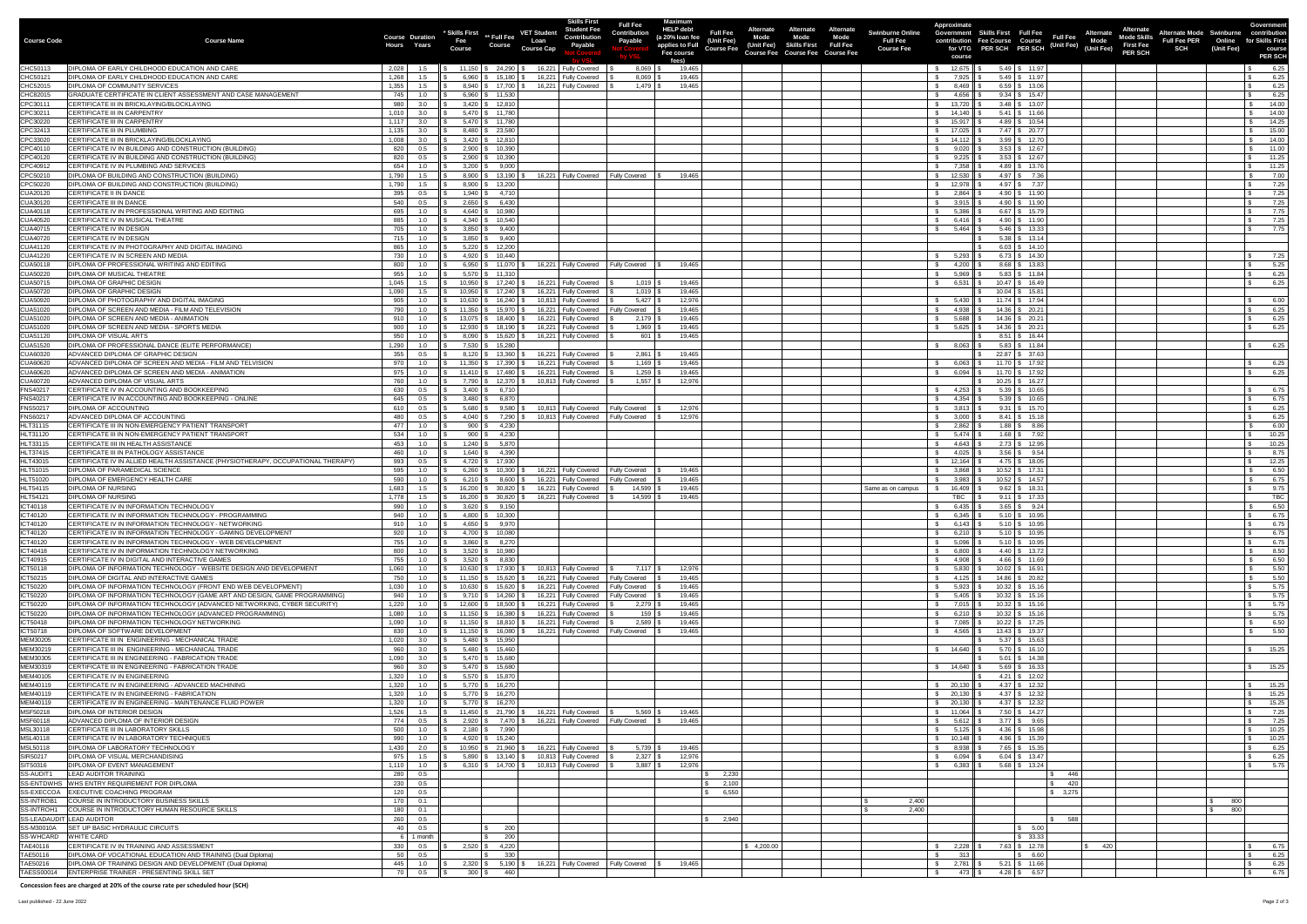| Course Code | Course Name | Course Hours | Duration Years | * Skills First Fee Course | ** Full Fee Course | VET Student Loan Course Cap | Skills First Student Fee Contribution Payable Not Covered by VSL | Full Fee Contribution Payable Not Covered by VSL | Maximum HELP debt (a 20% loan fee applies to Full Fee course fees) | Full Fee (Unit Fee) Course Fee | Alternate Mode (Unit Fee) Course Fee | Alternate Mode Skills First Course Fee | Alternate Mode Full Fee Course Fee | Swinburne Online Full Fee Course Fee | Approximate Government contribution for VTG course | Skills First Fee Course PER SCH | Full Fee Course PER SCH | Full Fee (Unit Fee) | Alternate Mode (Unit Fee) | Alternate Mode Skills First Fee PER SCH | Alternate Mode Full Fee PER SCH | Swinburne Online (Unit Fee) | Government contribution for Skills First course PER SCH |
|---|---|---|---|---|---|---|---|---|---|---|---|---|---|---|---|---|---|---|---|---|---|---|---|
| CHC50113 | DIPLOMA OF EARLY CHILDHOOD EDUCATION AND CARE | 2,028 | 1.5 | $11,150 | $24,290 | $16,221 | Fully Covered | $8,069 | $19,465 | | | | | | $12,675 | $5.49 | $11.97 | | | | | | $6.25 |
| CHC50121 | DIPLOMA OF EARLY CHILDHOOD EDUCATION AND CARE | 1,268 | 1.5 | $6,960 | $15,180 | $16,221 | Fully Covered | $8,069 | $19,465 | | | | | | $7,925 | $5.49 | $11.97 | | | | | | $6.25 |
| CHC52015 | DIPLOMA OF COMMUNITY SERVICES | 1,355 | 1.5 | $8,940 | $17,700 | $16,221 | Fully Covered | $1,479 | $19,465 | | | | | | $8,469 | $6.59 | $13.06 | | | | | | $6.25 |
| CHC82015 | GRADUATE CERTIFICATE IN CLIENT ASSESSMENT AND CASE MANAGEMENT | 745 | 1.0 | $6,960 | $11,530 | | | | | | | | | | $4,656 | $9.34 | $15.47 | | | | | | $6.25 |
| CPC30111 | CERTIFICATE III IN BRICKLAYING/BLOCKLAYING | 980 | 3.0 | $3,420 | $12,810 | | | | | | | | | | $13,720 | $3.48 | $13.07 | | | | | | $14.00 |
| CPC30211 | CERTIFICATE III IN CARPENTRY | 1,010 | 3.0 | $5,470 | $11,780 | | | | | | | | | | $14,140 | $5.41 | $11.66 | | | | | | $14.00 |
| CPC30220 | CERTIFICATE III IN CARPENTRY | 1,117 | 3.0 | $5,470 | $11,780 | | | | | | | | | | $15,917 | $4.89 | $10.54 | | | | | | $14.25 |
| CPC32413 | CERTIFICATE III IN PLUMBING | 1,135 | 3.0 | $8,480 | $23,580 | | | | | | | | | | $17,025 | $7.47 | $20.77 | | | | | | $15.00 |
| CPC33020 | CERTIFICATE III IN BRICKLAYING/BLOCKLAYING | 1,008 | 3.0 | $3,420 | $12,810 | | | | | | | | | | $14,112 | $3.99 | $12.70 | | | | | | $14.00 |
| CPC40110 | CERTIFICATE IV IN BUILDING AND CONSTRUCTION (BUILDING) | 820 | 0.5 | $2,900 | $10,390 | | | | | | | | | | $9,020 | $3.53 | $12.67 | | | | | | $11.00 |
| CPC40120 | CERTIFICATE IV IN BUILDING AND CONSTRUCTION (BUILDING) | 820 | 0.5 | $2,900 | $10,390 | | | | | | | | | | $9,225 | $3.53 | $12.67 | | | | | | $11.25 |
| CPC40912 | CERTIFICATE IV IN PLUMBING AND SERVICES | 654 | 1.0 | $3,200 | $9,000 | | | | | | | | | | $7,358 | $4.89 | $13.76 | | | | | | $11.25 |
| CPC50210 | DIPLOMA OF BUILDING AND CONSTRUCTION (BUILDING) | 1,790 | 1.5 | $8,900 | $13,190 | $16,221 | Fully Covered | Fully Covered | $19,465 | | | | | | $12,530 | $4.97 | $7.36 | | | | | | $7.00 |
| CPC50220 | DIPLOMA OF BUILDING AND CONSTRUCTION (BUILDING) | 1,790 | 1.5 | $8,900 | $13,200 | | | | | | | | | | $12,978 | $4.97 | $7.37 | | | | | | $7.25 |
| CUA20120 | CERTIFICATE II IN DANCE | 395 | 0.5 | $1,940 | $4,710 | | | | | | | | | | $2,864 | $4.90 | $11.90 | | | | | | $7.25 |
| CUA30120 | CERTIFICATE III IN DANCE | 540 | 0.5 | $2,650 | $6,430 | | | | | | | | | | $3,915 | $4.90 | $11.90 | | | | | | $7.25 |
| CUA40118 | CERTIFICATE IV IN PROFESSIONAL WRITING AND EDITING | 695 | 1.0 | $4,640 | $10,980 | | | | | | | | | | $5,386 | $6.67 | $15.79 | | | | | | $7.75 |
| CUA40520 | CERTIFICATE IV IN MUSICAL THEATRE | 885 | 1.0 | $4,340 | $10,540 | | | | | | | | | | $6,416 | $4.90 | $11.90 | | | | | | $7.25 |
| CUA40715 | CERTIFICATE IV IN DESIGN | 705 | 1.0 | $3,850 | $9,400 | | | | | | | | | | $5,464 | $5.46 | $13.33 | | | | | | $7.75 |
| CUA40720 | CERTIFICATE IV IN DESIGN | 715 | 1.0 | $3,850 | $9,400 | | | | | | | | | | | $5.38 | $13.14 | | | | | | |
| CUA41120 | CERTIFICATE IV IN PHOTOGRAPHY AND DIGITAL IMAGING | 865 | 1.0 | $5,220 | $12,200 | | | | | | | | | | | $6.03 | $14.10 | | | | | | |
| CUA41220 | CERTIFICATE IV IN SCREEN AND MEDIA | 730 | 1.0 | $4,920 | $10,440 | | | | | | | | | | $5,293 | $6.73 | $14.30 | | | | | | $7.25 |
| CUA50118 | DIPLOMA OF PROFESSIONAL WRITING AND EDITING | 800 | 1.0 | $6,950 | $11,070 | $16,221 | Fully Covered | Fully Covered | $19,465 | | | | | | $4,200 | $8.68 | $13.83 | | | | | | $5.25 |
| CUA50220 | DIPLOMA OF MUSICAL THEATRE | 955 | 1.0 | $5,570 | $11,310 | | | | | | | | | | $5,969 | $5.83 | $11.84 | | | | | | $6.25 |
| CUA50715 | DIPLOMA OF GRAPHIC DESIGN | 1,045 | 1.5 | $10,950 | $17,240 | $16,221 | Fully Covered | $1,019 | $19,465 | | | | | | $6,531 | $10.47 | $16.49 | | | | | | $6.25 |
| CUA50720 | DIPLOMA OF GRAPHIC DESIGN | 1,090 | 1.5 | $10,950 | $17,240 | $16,221 | Fully Covered | $1,019 | $19,465 | | | | | | | $10.04 | $15.81 | | | | | | |
| CUA50920 | DIPLOMA OF PHOTOGRAPHY AND DIGITAL IMAGING | 905 | 1.0 | $10,630 | $16,240 | $10,813 | Fully Covered | $5,427 | $12,976 | | | | | | $5,430 | $11.74 | $17.94 | | | | | | $6.00 |
| CUA51020 | DIPLOMA OF SCREEN AND MEDIA - FILM AND TELEVISION | 790 | 1.0 | $11,350 | $15,970 | $16,221 | Fully Covered | Fully Covered | $19,465 | | | | | | $4,938 | $14.36 | $20.21 | | | | | | $6.25 |
| CUA51020 | DIPLOMA OF SCREEN AND MEDIA - ANIMATION | 910 | 1.0 | $13,075 | $18,400 | $16,221 | Fully Covered | $2,179 | $19,465 | | | | | | $5,688 | $14.36 | $20.21 | | | | | | $6.25 |
| CUA51020 | DIPLOMA OF SCREEN AND MEDIA - SPORTS MEDIA | 900 | 1.0 | $12,930 | $18,190 | $16,221 | Fully Covered | $1,969 | $19,465 | | | | | | $5,625 | $14.36 | $20.21 | | | | | | $6.25 |
| CUA51120 | DIPLOMA OF VISUAL ARTS | 950 | 1.0 | $8,090 | $15,620 | $16,221 | Fully Covered | $601 | $19,465 | | | | | | | $8.51 | $16.44 | | | | | | |
| CUA51520 | DIPLOMA OF PROFESSIONAL DANCE (ELITE PERFORMANCE) | 1,290 | 1.0 | $7,530 | $15,280 | | | | | | | | | | $8,063 | $5.83 | $11.84 | | | | | | $6.25 |
| CUA60320 | ADVANCED DIPLOMA OF GRAPHIC DESIGN | 355 | 0.5 | $8,120 | $13,360 | $16,221 | Fully Covered | $2,861 | $19,465 | | | | | | | $22.87 | $37.63 | | | | | | |
| CUA60620 | ADVANCED DIPLOMA OF SCREEN AND MEDIA - FILM AND TELVISION | 970 | 1.0 | $11,350 | $17,390 | $16,221 | Fully Covered | $1,169 | $19,465 | | | | | | $6,063 | $11.70 | $17.92 | | | | | | $6.25 |
| CUA60620 | ADVANCED DIPLOMA OF SCREEN AND MEDIA - ANIMATION | 975 | 1.0 | $11,410 | $17,480 | $16,221 | Fully Covered | $1,259 | $19,465 | | | | | | $6,094 | $11.70 | $17.92 | | | | | | $6.25 |
| CUA60720 | ADVANCED DIPLOMA OF VISUAL ARTS | 760 | 1.0 | $7,790 | $12,370 | $10,813 | Fully Covered | $1,557 | $12,976 | | | | | | | $10.25 | $16.27 | | | | | | |
| FNS40217 | CERTIFICATE IV IN ACCOUNTING AND BOOKKEEPING | 630 | 0.5 | $3,400 | $6,710 | | | | | | | | | | $4,253 | $5.39 | $10.65 | | | | | | $6.75 |
| FNS40217 | CERTIFICATE IV IN ACCOUNTING AND BOOKKEEPING - ONLINE | 645 | 0.5 | $3,480 | $6,870 | | | | | | | | | | $4,354 | $5.39 | $10.65 | | | | | | $6.75 |
| FNS50217 | DIPLOMA OF ACCOUNTING | 610 | 0.5 | $5,680 | $9,580 | $10,813 | Fully Covered | Fully Covered | $12,976 | | | | | | $3,813 | $9.31 | $15.70 | | | | | | $6.25 |
| FNS60217 | ADVANCED DIPLOMA OF ACCOUNTING | 480 | 0.5 | $4,040 | $7,290 | $10,813 | Fully Covered | Fully Covered | $12,976 | | | | | | $3,000 | $8.41 | $15.18 | | | | | | $6.25 |
| HLT31115 | CERTIFICATE III IN NON-EMERGENCY PATIENT TRANSPORT | 477 | 1.0 | $900 | $4,230 | | | | | | | | | | $2,862 | $1.88 | $8.86 | | | | | | $6.00 |
| HLT31120 | CERTIFICATE III IN NON-EMERGENCY PATIENT TRANSPORT | 534 | 1.0 | $900 | $4,230 | | | | | | | | | | $5,474 | $1.68 | $7.92 | | | | | | $10.25 |
| HLT33115 | CERTIFICATE IIII IN HEALTH ASSISTANCE | 453 | 1.0 | $1,240 | $5,870 | | | | | | | | | | $4,643 | $2.73 | $12.95 | | | | | | $10.25 |
| HLT37415 | CERTIFICATE III IN PATHOLOGY ASSISTANCE | 460 | 1.0 | $1,640 | $4,390 | | | | | | | | | | $4,025 | $3.56 | $9.54 | | | | | | $8.75 |
| HLT43015 | CERTIFICATE IV IN ALLIED HEALTH ASSISTANCE (PHYSIOTHERAPY, OCCUPATIONAL THERAPY) | 993 | 0.5 | $4,720 | $17,930 | | | | | | | | | | $12,164 | $4.75 | $18.05 | | | | | | $12.25 |
| HLT51015 | DIPLOMA OF PARAMEDICAL SCIENCE | 595 | 1.0 | $6,260 | $10,300 | $16,221 | Fully Covered | Fully Covered | $19,465 | | | | | | $3,868 | $10.52 | $17.31 | | | | | | $6.50 |
| HLT51020 | DIPLOMA OF EMERGENCY HEALTH CARE | 590 | 1.0 | $6,210 | $8,600 | $16,221 | Fully Covered | Fully Covered | $19,465 | | | | | | $3,983 | $10.52 | $14.57 | | | | | | $6.75 |
| HLT54115 | DIPLOMA OF NURSING | 1,683 | 1.5 | $16,200 | $30,820 | $16,221 | Fully Covered | $14,599 | $19,465 | | | | | Same as on campus | $16,409 | $9.62 | $18.31 | | | | | | $9.75 |
| HLT54121 | DIPLOMA OF NURSING | 1,778 | 1.5 | $16,200 | $30,820 | $16,221 | Fully Covered | $14,599 | $19,465 | | | | | | TBC | $9.11 | $17.33 | | | | | | TBC |
| ICT40118 | CERTIFICATE IV IN INFORMATION TECHNOLOGY | 990 | 1.0 | $3,620 | $9,150 | | | | | | | | | | $6,435 | $3.65 | $9.24 | | | | | | $6.50 |
| ICT40120 | CERTIFICATE IV IN INFORMATION TECHNOLOGY - PROGRAMMING | 940 | 1.0 | $4,800 | $10,300 | | | | | | | | | | $6,345 | $5.10 | $10.95 | | | | | | $6.75 |
| ICT40120 | CERTIFICATE IV IN INFORMATION TECHNOLOGY - NETWORKING | 910 | 1.0 | $4,650 | $9,970 | | | | | | | | | | $6,143 | $5.10 | $10.95 | | | | | | $6.75 |
| ICT40120 | CERTIFICATE IV IN INFORMATION TECHNOLOGY - GAMING DEVELOPMENT | 920 | 1.0 | $4,700 | $10,080 | | | | | | | | | | $6,210 | $5.10 | $10.95 | | | | | | $6.75 |
| ICT40120 | CERTIFICATE IV IN INFORMATION TECHNOLOGY - WEB DEVELOPMENT | 755 | 1.0 | $3,860 | $8,270 | | | | | | | | | | $5,096 | $5.10 | $10.95 | | | | | | $6.75 |
| ICT40418 | CERTIFICATE IV IN INFORMATION TECHNOLOGY NETWORKING | 800 | 1.0 | $3,520 | $10,980 | | | | | | | | | | $6,800 | $4.40 | $13.72 | | | | | | $8.50 |
| ICT40915 | CERTIFICATE IV IN DIGITAL AND INTERACTIVE GAMES | 755 | 1.0 | $3,520 | $8,830 | | | | | | | | | | $4,908 | $4.66 | $11.69 | | | | | | $6.50 |
| ICT50118 | DIPLOMA OF INFORMATION TECHNOLOGY - WEBSITE DESIGN AND DEVELOPMENT | 1,060 | 1.0 | $10,630 | $17,930 | $10,813 | Fully Covered | $7,117 | $12,976 | | | | | | $5,830 | $10.02 | $16.91 | | | | | | $5.50 |
| ICT50215 | DIPLOMA OF DIGITAL AND INTERACTIVE GAMES | 750 | 1.0 | $11,150 | $15,620 | $16,221 | Fully Covered | Fully Covered | $19,465 | | | | | | $4,125 | $14.86 | $20.82 | | | | | | $5.50 |
| ICT50220 | DIPLOMA OF INFORMATION TECHNOLOGY (FRONT END WEB DEVELOPMENT) | 1,030 | 1.0 | $10,630 | $15,620 | $16,221 | Fully Covered | Fully Covered | $19,465 | | | | | | $5,923 | $10.32 | $15.16 | | | | | | $5.75 |
| ICT50220 | DIPLOMA OF INFORMATION TECHNOLOGY (GAME ART AND DESIGN, GAME PROGRAMMING) | 940 | 1.0 | $9,710 | $14,260 | $16,221 | Fully Covered | Fully Covered | $19,465 | | | | | | $5,405 | $10.32 | $15.16 | | | | | | $5.75 |
| ICT50220 | DIPLOMA OF INFORMATION TECHNOLOGY (ADVANCED NETWORKING, CYBER SECURITY) | 1,220 | 1.0 | $12,600 | $18,500 | $16,221 | Fully Covered | $2,279 | $19,465 | | | | | | $7,015 | $10.32 | $15.16 | | | | | | $5.75 |
| ICT50220 | DIPLOMA OF INFORMATION TECHNOLOGY (ADVANCED PROGRAMMING) | 1,080 | 1.0 | $11,150 | $16,380 | $16,221 | Fully Covered | $159 | $19,465 | | | | | | $6,210 | $10.32 | $15.16 | | | | | | $5.75 |
| ICT50418 | DIPLOMA OF INFORMATION TECHNOLOGY NETWORKING | 1,090 | 1.0 | $11,150 | $18,810 | $16,221 | Fully Covered | $2,589 | $19,465 | | | | | | $7,085 | $10.22 | $17.25 | | | | | | $6.50 |
| ICT50718 | DIPLOMA OF SOFTWARE DEVELOPMENT | 830 | 1.0 | $11,150 | $16,080 | $16,221 | Fully Covered | Fully Covered | $19,465 | | | | | | $4,565 | $13.43 | $19.37 | | | | | | $5.50 |
| MEM30205 | CERTIFICATE III IN ENGINEERING - MECHANICAL TRADE | 1,020 | 3.0 | $5,480 | $15,950 | | | | | | | | | | | $5.37 | $15.63 | | | | | | |
| MEM30219 | CERTIFICATE III IN ENGINEERING - MECHANICAL TRADE | 960 | 3.0 | $5,480 | $15,460 | | | | | | | | | | $14,640 | $5.70 | $16.10 | | | | | | $15.25 |
| MEM30305 | CERTIFICATE III IN ENGINEERING - FABRICATION TRADE | 1,090 | 3.0 | $5,470 | $15,680 | | | | | | | | | | | $5.01 | $14.38 | | | | | | |
| MEM30319 | CERTIFICATE III IN ENGINEERING - FABRICATION TRADE | 960 | 3.0 | $5,470 | $15,680 | | | | | | | | | | $14,640 | $5.69 | $16.33 | | | | | | $15.25 |
| MEM40105 | CERTIFICATE IV IN ENGINEERING | 1,320 | 1.0 | $5,570 | $15,870 | | | | | | | | | | | $4.21 | $12.02 | | | | | | |
| MEM40119 | CERTIFICATE IV IN ENGINEERING - ADVANCED MACHINING | 1,320 | 1.0 | $5,770 | $16,270 | | | | | | | | | | $20,130 | $4.37 | $12.32 | | | | | | $15.25 |
| MEM40119 | CERTIFICATE IV IN ENGINEERING - FABRICATION | 1,320 | 1.0 | $5,770 | $16,270 | | | | | | | | | | $20,130 | $4.37 | $12.32 | | | | | | $15.25 |
| MEM40119 | CERTIFICATE IV IN ENGINEERING - MAINTENANCE FLUID POWER | 1,320 | 1.0 | $5,770 | $16,270 | | | | | | | | | | $20,130 | $4.37 | $12.32 | | | | | | $15.25 |
| MSF50218 | DIPLOMA OF INTERIOR DESIGN | 1,526 | 1.5 | $11,450 | $21,790 | $16,221 | Fully Covered | $5,569 | $19,465 | | | | | | $11,064 | $7.50 | $14.27 | | | | | | $7.25 |
| MSF60118 | ADVANCED DIPLOMA OF INTERIOR DESIGN | 774 | 0.5 | $2,920 | $7,470 | $16,221 | Fully Covered | Fully Covered | $19,465 | | | | | | $5,612 | $3.77 | $9.65 | | | | | | $7.25 |
| MSL30118 | CERTIFICATE III IN LABORATORY SKILLS | 500 | 1.0 | $2,180 | $7,990 | | | | | | | | | | $5,125 | $4.36 | $15.98 | | | | | | $10.25 |
| MSL40118 | CERTIFICATE IV IN LABORATORY TECHNIQUES | 990 | 1.0 | $4,920 | $15,240 | | | | | | | | | | $10,148 | $4.96 | $15.39 | | | | | | $10.25 |
| MSL50118 | DIPLOMA OF LABORATORY TECHNOLOGY | 1,430 | 2.0 | $10,950 | $21,960 | $16,221 | Fully Covered | $5,739 | $19,465 | | | | | | $8,938 | $7.65 | $15.35 | | | | | | $6.25 |
| SIR50217 | DIPLOMA OF VISUAL MERCHANDISING | 975 | 1.5 | $5,890 | $13,140 | $10,813 | Fully Covered | $2,327 | $12,976 | | | | | | $6,094 | $6.04 | $13.47 | | | | | | $6.25 |
| SIT50316 | DIPLOMA OF EVENT MANAGEMENT | 1,110 | 1.0 | $6,310 | $14,700 | $10,813 | Fully Covered | $3,887 | $12,976 | | | | | | $6,383 | $5.68 | $13.24 | | | | | | $5.75 |
| SS-AUDIT1 | LEAD AUDITOR TRAINING | 280 | 0.5 | | | | | | | $2,230 | | | | | | | | $446 | | | | | |
| SS-ENTDWHS | WHS ENTRY REQUIREMENT FOR DIPLOMA | 230 | 0.5 | | | | | | | $2,100 | | | | | | | | $420 | | | | | |
| SS-EXECCOA | EXECUTIVE COACHING PROGRAM | 120 | 0.5 | | | | | | | $6,550 | | | | | | | | $3,275 | | | | | |
| SS-INTROB1 | COURSE IN INTRODUCTORY BUSINESS SKILLS | 170 | 0.1 | | | | | | | | | | | $2,400 | | | | | | | | $800 | |
| SS-INTROH1 | COURSE IN INTRODUCTORY HUMAN RESOURCE SKILLS | 180 | 0.1 | | | | | | | | | | | $2,400 | | | | | | | | $800 | |
| SS-LEADAUDIT | LEAD AUDITOR | 260 | 0.5 | | | | | | | $2,940 | | | | | | | | $588 | | | | | |
| SS-M30010A | SET UP BASIC HYDRAULIC CIRCUITS | 40 | 0.5 | | $200 | | | | | | | | | | | | $5.00 | | | | | | |
| SS-WHCARD | WHITE CARD | 6 | 1 month | | $200 | | | | | | | | | | | | $33.33 | | | | | | |
| TAE40116 | CERTIFICATE IV IN TRAINING AND ASSESSMENT | 330 | 0.5 | $2,520 | $4,220 | | | | | | $4,200.00 | | | | $2,228 | $7.63 | $12.78 | | $420 | | | | $6.75 |
| TAE50116 | DIPLOMA OF VOCATIONAL EDUCATION AND TRAINING (Dual Diploma) | 50 | 0.5 | | $330 | | | | | | | | | | $313 | | $6.60 | | | | | | $6.25 |
| TAE50216 | DIPLOMA OF TRAINING DESIGN AND DEVELOPMENT (Dual Diploma) | 445 | 1.0 | $2,320 | $5,190 | $16,221 | Fully Covered | Fully Covered | $19,465 | | | | | | $2,781 | $5.21 | $11.66 | | | | | | $6.25 |
| TAESS00014 | ENTERPRISE TRAINER - PRESENTING SKILL SET | 70 | 0.5 | $300 | $460 | | | | | | | | | | $473 | $4.28 | $6.57 | | | | | | $6.75 |

**Concession fees are charged at 20% of the course rate per scheduled hour (SCH)**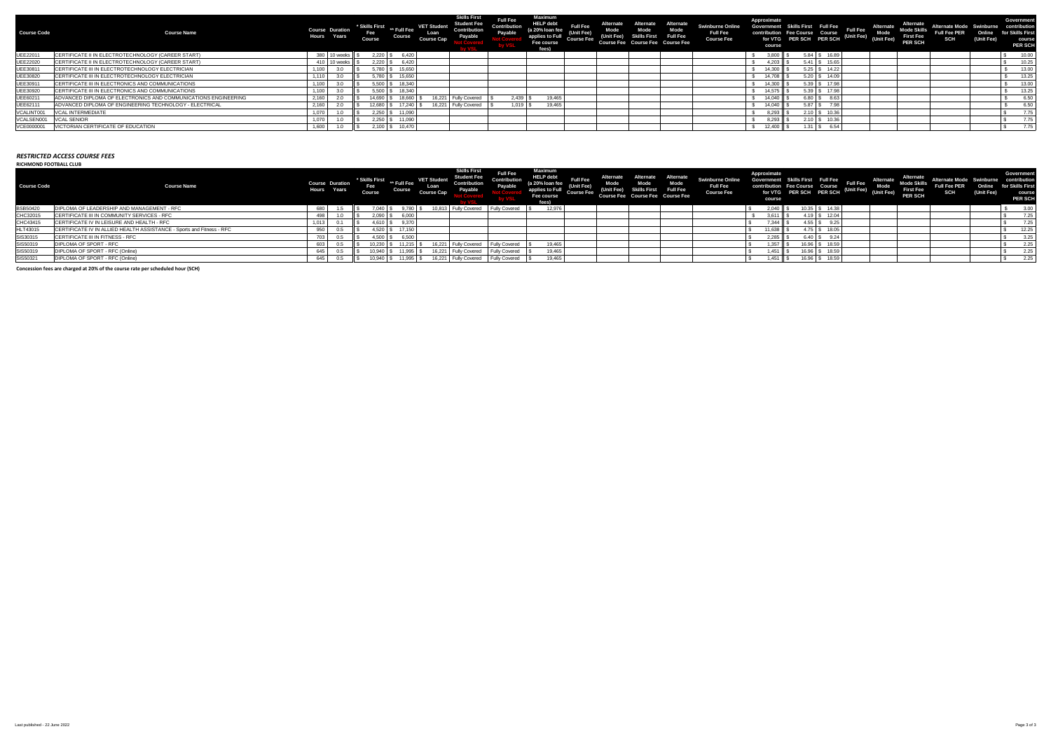| Course Code | Course Name | Course Hours | Duration Years | * Skills First Fee Course | ** Full Fee Course | VET Student Loan Course Cap | Skills First Student Fee Contribution Payable Not Covered by VSL | Full Fee Contribution Payable Not Covered by VSL | Maximum HELP debt (a 20% loan fee applies to Full Fee course fees) | Full Fee (Unit Fee) Course Fee | Alternate Mode (Unit Fee) Course Fee | Alternate Mode Skills First Course Fee | Alternate Mode Full Fee Course Fee | Swinburne Online Full Fee Course Fee | Approximate Government contribution for VTG course | Skills First Fee PER SCH | Full Fee Course PER SCH | Full Fee (Unit Fee) | Alternate Mode (Unit Fee) | Alternate Mode Skills First Fee PER SCH | Alternate Mode Full Fee PER SCH | Swinburne Online (Unit Fee) | Government contribution for Skills First course PER SCH |
|---|---|---|---|---|---|---|---|---|---|---|---|---|---|---|---|---|---|---|---|---|---|---|---|
| UEE22011 | CERTIFICATE II IN ELECTROTECHNOLOGY (CAREER START) | 380 | 10 weeks | $ 2,220 | $ 6,420 | | | | | | | | | | $ 3,800 | $ 5.84 | $ 16.89 | | | | | | $ 10.00 |
| UEE22020 | CERTIFICATE II IN ELECTROTECHNOLOGY (CAREER START) | 410 | 10 weeks | $ 2,220 | $ 6,420 | | | | | | | | | | $ 4,203 | $ 5.41 | $ 15.65 | | | | | | $ 10.25 |
| UEE30811 | CERTIFICATE III IN ELECTROTECHNOLOGY ELECTRICIAN | 1,100 | 3.0 | $ 5,780 | $ 15,650 | | | | | | | | | | $ 14,300 | $ 5.25 | $ 14.22 | | | | | | $ 13.00 |
| UEE30820 | CERTIFICATE III IN ELECTROTECHNOLOGY ELECTRICIAN | 1,110 | 3.0 | $ 5,780 | $ 15,650 | | | | | | | | | | $ 14,708 | $ 5.20 | $ 14.09 | | | | | | $ 13.25 |
| UEE30911 | CERTIFICATE III IN ELECTRONICS AND COMMUNICATIONS | 1,100 | 3.0 | $ 5,500 | $ 18,340 | | | | | | | | | | $ 14,300 | $ 5.39 | $ 17.98 | | | | | | $ 13.00 |
| UEE30920 | CERTIFICATE III IN ELECTRONICS AND COMMUNICATIONS | 1,100 | 3.0 | $ 5,500 | $ 18,340 | | | | | | | | | | $ 14,575 | $ 5.39 | $ 17.98 | | | | | | $ 13.25 |
| UEE60211 | ADVANCED DIPLOMA OF ELECTRONICS AND COMMUNICATIONS ENGINEERING | 2,160 | 2.0 | $ 14,660 | $ 18,660 | $ 16,221 | Fully Covered | $ 2,439 | $ 19,465 | | | | | | $ 14,040 | $ 6.80 | $ 8.63 | | | | | | $ 6.50 |
| UEE62111 | ADVANCED DIPLOMA OF ENGINEERING TECHNOLOGY - ELECTRICAL | 2,160 | 2.0 | $ 12,680 | $ 17,240 | $ 16,221 | Fully Covered | $ 1,019 | $ 19,465 | | | | | | $ 14,040 | $ 5.87 | $ 7.98 | | | | | | $ 6.50 |
| VCALINT001 | VCAL INTERMEDIATE | 1,070 | 1.0 | $ 2,250 | $ 11,090 | | | | | | | | | | $ 8,293 | $ 2.10 | $ 10.36 | | | | | | $ 7.75 |
| VCALSEN001 | VCAL SENIOR | 1,070 | 1.0 | $ 2,250 | $ 11,090 | | | | | | | | | | $ 8,293 | $ 2.10 | $ 10.36 | | | | | | $ 7.75 |
| VCE0000001 | VICTORIAN CERTIFICATE OF EDUCATION | 1,600 | 1.0 | $ 2,100 | $ 10,470 | | | | | | | | | | $ 12,400 | $ 1.31 | $ 6.54 | | | | | | $ 7.75 |

## *RESTRICTED ACCESS COURSE FEES*

**RICHMOND FOOTBALL CLUB**

| Course Code | Course Name | Course Hours | Duration Years | * Skills First Fee Course | ** Full Fee Course | VET Student Loan Course Cap | Skills First Student Fee Contribution Payable Not Covered by VSL | Full Fee Contribution Payable Not Covered by VSL | Maximum HELP debt (a 20% loan fee applies to Full Fee course fees) | Full Fee (Unit Fee) Course Fee | Alternate Mode (Unit Fee) Course Fee | Alternate Mode Skills First Course Fee | Alternate Mode Full Fee Course Fee | Swinburne Online Full Fee Course Fee | Approximate Government contribution for VTG course | Skills First Fee PER SCH | Full Fee Course PER SCH | Full Fee (Unit Fee) | Alternate Mode (Unit Fee) | Alternate Mode Skills First Fee PER SCH | Alternate Mode Full Fee PER SCH | Swinburne Online (Unit Fee) | Government contribution for Skills First course PER SCH |
|---|---|---|---|---|---|---|---|---|---|---|---|---|---|---|---|---|---|---|---|---|---|---|---|
| BSB50420 | DIPLOMA OF LEADERSHIP AND MANAGEMENT - RFC | 680 | 1.5 | $ 7,040 | $ 9,780 | $ 10,813 | Fully Covered | Fully Covered | $ 12,976 | | | | | | $ 2,040 | $ 10.35 | $ 14.38 | | | | | | $ 3.00 |
| CHC32015 | CERTIFICATE III IN COMMUNITY SERVICES - RFC | 498 | 1.0 | $ 2,090 | $ 6,000 | | | | | | | | | | $ 3,611 | $ 4.19 | $ 12.04 | | | | | | $ 7.25 |
| CHC43415 | CERTIFICATE IV IN LEISURE AND HEALTH - RFC | 1,013 | 0.1 | $ 4,610 | $ 9,370 | | | | | | | | | | $ 7,344 | $ 4.55 | $ 9.25 | | | | | | $ 7.25 |
| HLT43015 | CERTIFICATE IV IN ALLIED HEALTH ASSISTANCE - Sports and Fitness - RFC | 950 | 0.5 | $ 4,520 | $ 17,150 | | | | | | | | | | $ 11,638 | $ 4.75 | $ 18.05 | | | | | | $ 12.25 |
| SIS30315 | CERTIFICATE III IN FITNESS - RFC | 703 | 0.5 | $ 4,500 | $ 6,500 | | | | | | | | | | $ 2,285 | $ 6.40 | $ 9.24 | | | | | | $ 3.25 |
| SIS50319 | DIPLOMA OF SPORT - RFC | 603 | 0.5 | $ 10,230 | $ 11,215 | $ 16,221 | Fully Covered | Fully Covered | $ 19,465 | | | | | | $ 1,357 | $ 16.96 | $ 18.59 | | | | | | $ 2.25 |
| SIS50319 | DIPLOMA OF SPORT - RFC (Online) | 645 | 0.5 | $ 10,940 | $ 11,995 | $ 16,221 | Fully Covered | Fully Covered | $ 19,465 | | | | | | $ 1,451 | $ 16.96 | $ 18.59 | | | | | | $ 2.25 |
| SIS50321 | DIPLOMA OF SPORT - RFC (Online) | 645 | 0.5 | $ 10,940 | $ 11,995 | $ 16,221 | Fully Covered | Fully Covered | $ 19,465 | | | | | | $ 1,451 | $ 16.96 | $ 18.59 | | | | | | $ 2.25 |

**Concession fees are charged at 20% of the course rate per scheduled hour (SCH)**

Last published - 22 June 2022